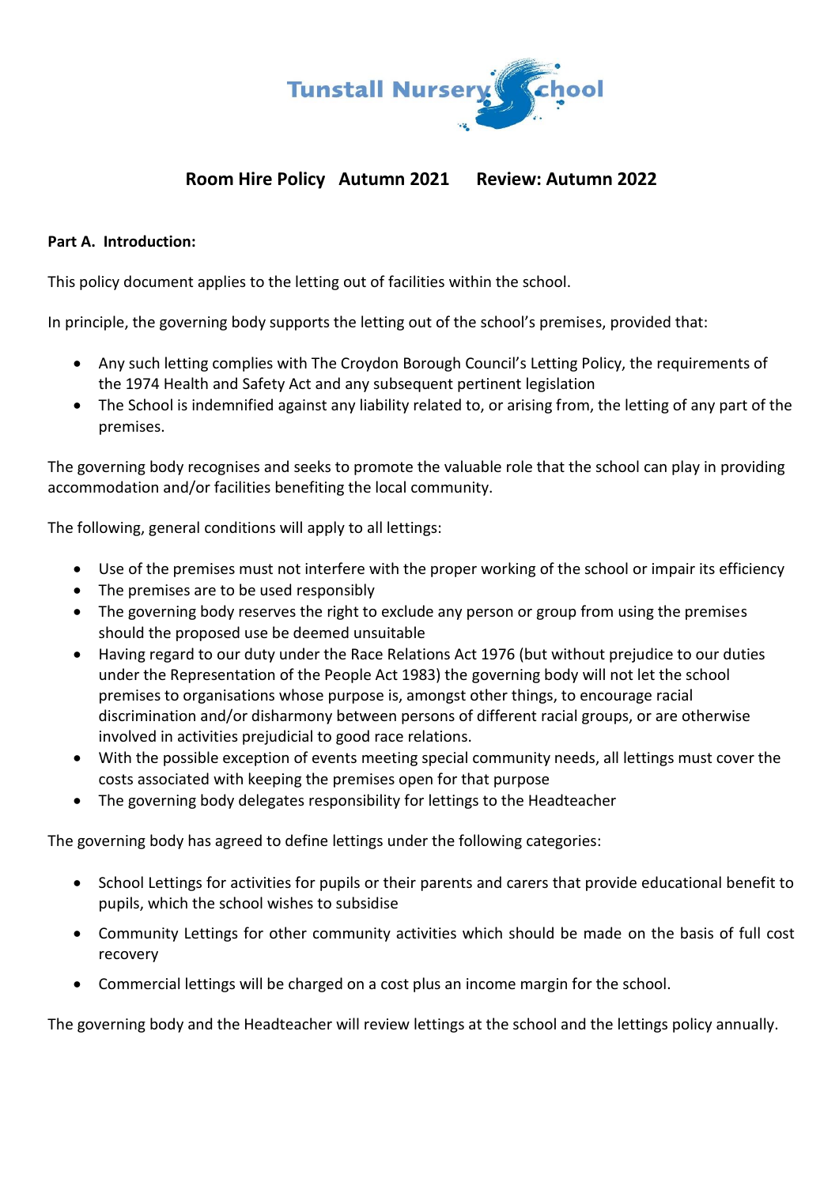Tunstall Nursery School

# Room Hire Policy Autumn 2021 Review: Autumn 2022

**Part A. Introduction:**

This policy document applies to the letting out of facilities within the school.

In principle, the governing body supports the letting out of the school's premises, provided that:

- Any such letting complies with The Croydon Borough Council's Letting Policy, the requirements of the 1974 Health and Safety Act and any subsequent pertinent legislation
- The School is indemnified against any liability related to, or arising from, the letting of any part of the premises.

The governing body recognises and seeks to promote the valuable role that the school can play in providing accommodation and/or facilities benefiting the local community.

The following, general conditions will apply to all lettings:

- Use of the premises must not interfere with the proper working of the school or impair its efficiency
- The premises are to be used responsibly
- The governing body reserves the right to exclude any person or group from using the premises should the proposed use be deemed unsuitable
- Having regard to our duty under the Race Relations Act 1976 (but without prejudice to our duties under the Representation of the People Act 1983) the governing body will not let the school premises to organisations whose purpose is, amongst other things, to encourage racial discrimination and/or disharmony between persons of different racial groups, or are otherwise involved in activities prejudicial to good race relations.
- With the possible exception of events meeting special community needs, all lettings must cover the costs associated with keeping the premises open for that purpose
- The governing body delegates responsibility for lettings to the Headteacher

The governing body has agreed to define lettings under the following categories:

- School Lettings for activities for pupils or their parents and carers that provide educational benefit to pupils, which the school wishes to subsidise
- Community Lettings for other community activities which should be made on the basis of full cost recovery
- Commercial lettings will be charged on a cost plus an income margin for the school.

The governing body and the Headteacher will review lettings at the school and the lettings policy annually.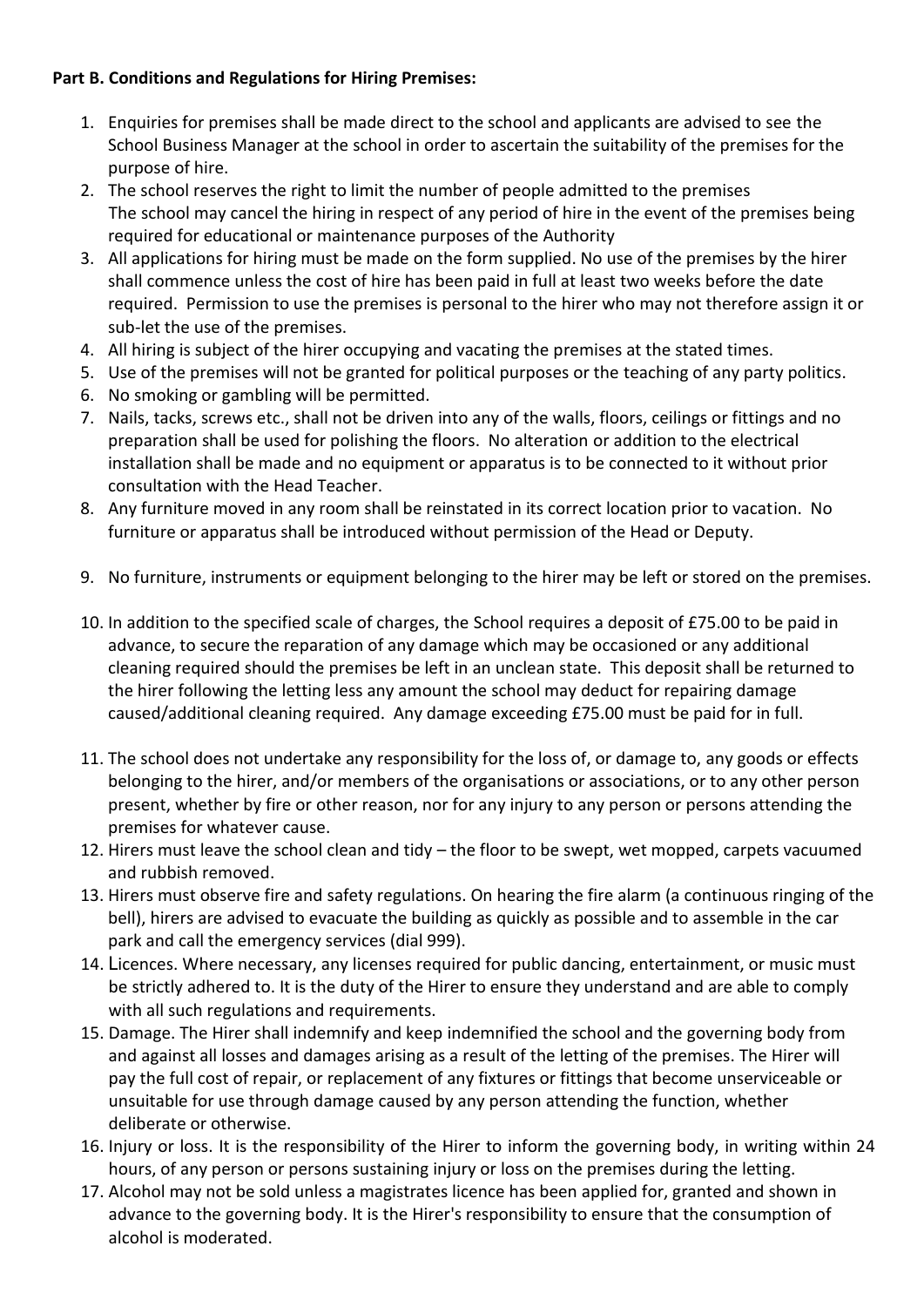**Part B. Conditions and Regulations for Hiring Premises:**

1. Enquiries for premises shall be made direct to the school and applicants are advised to see the School Business Manager at the school in order to ascertain the suitability of the premises for the purpose of hire.
2. The school reserves the right to limit the number of people admitted to the premises
   The school may cancel the hiring in respect of any period of hire in the event of the premises being required for educational or maintenance purposes of the Authority
3. All applications for hiring must be made on the form supplied. No use of the premises by the hirer shall commence unless the cost of hire has been paid in full at least two weeks before the date required. Permission to use the premises is personal to the hirer who may not therefore assign it or sub-let the use of the premises.
4. All hiring is subject of the hirer occupying and vacating the premises at the stated times.
5. Use of the premises will not be granted for political purposes or the teaching of any party politics.
6. No smoking or gambling will be permitted.
7. Nails, tacks, screws etc., shall not be driven into any of the walls, floors, ceilings or fittings and no preparation shall be used for polishing the floors. No alteration or addition to the electrical installation shall be made and no equipment or apparatus is to be connected to it without prior consultation with the Head Teacher.
8. Any furniture moved in any room shall be reinstated in its correct location prior to vacation. No furniture or apparatus shall be introduced without permission of the Head or Deputy.
9. No furniture, instruments or equipment belonging to the hirer may be left or stored on the premises.
10. In addition to the specified scale of charges, the School requires a deposit of £75.00 to be paid in advance, to secure the reparation of any damage which may be occasioned or any additional cleaning required should the premises be left in an unclean state. This deposit shall be returned to the hirer following the letting less any amount the school may deduct for repairing damage caused/additional cleaning required. Any damage exceeding £75.00 must be paid for in full.
11. The school does not undertake any responsibility for the loss of, or damage to, any goods or effects belonging to the hirer, and/or members of the organisations or associations, or to any other person present, whether by fire or other reason, nor for any injury to any person or persons attending the premises for whatever cause.
12. Hirers must leave the school clean and tidy – the floor to be swept, wet mopped, carpets vacuumed and rubbish removed.
13. Hirers must observe fire and safety regulations. On hearing the fire alarm (a continuous ringing of the bell), hirers are advised to evacuate the building as quickly as possible and to assemble in the car park and call the emergency services (dial 999).
14. Licences. Where necessary, any licenses required for public dancing, entertainment, or music must be strictly adhered to. It is the duty of the Hirer to ensure they understand and are able to comply with all such regulations and requirements.
15. Damage. The Hirer shall indemnify and keep indemnified the school and the governing body from and against all losses and damages arising as a result of the letting of the premises. The Hirer will pay the full cost of repair, or replacement of any fixtures or fittings that become unserviceable or unsuitable for use through damage caused by any person attending the function, whether deliberate or otherwise.
16. Injury or loss. It is the responsibility of the Hirer to inform the governing body, in writing within 24 hours, of any person or persons sustaining injury or loss on the premises during the letting.
17. Alcohol may not be sold unless a magistrates licence has been applied for, granted and shown in advance to the governing body. It is the Hirer's responsibility to ensure that the consumption of alcohol is moderated.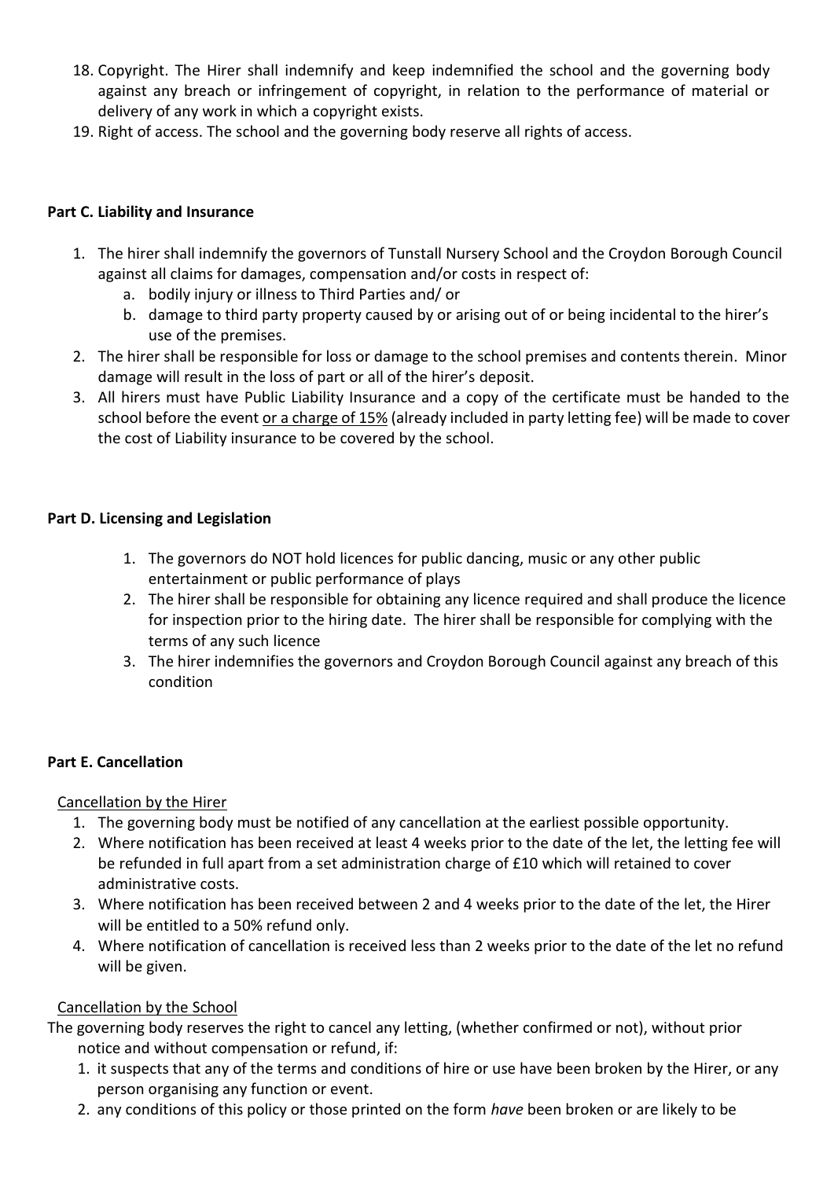18. Copyright. The Hirer shall indemnify and keep indemnified the school and the governing body against any breach or infringement of copyright, in relation to the performance of material or delivery of any work in which a copyright exists.
19. Right of access. The school and the governing body reserve all rights of access.

**Part C. Liability and Insurance**

1. The hirer shall indemnify the governors of Tunstall Nursery School and the Croydon Borough Council against all claims for damages, compensation and/or costs in respect of:
   a. bodily injury or illness to Third Parties and/ or
   b. damage to third party property caused by or arising out of or being incidental to the hirer's use of the premises.
2. The hirer shall be responsible for loss or damage to the school premises and contents therein. Minor damage will result in the loss of part or all of the hirer's deposit.
3. All hirers must have Public Liability Insurance and a copy of the certificate must be handed to the school before the event <u>or a charge of 15%</u> (already included in party letting fee) will be made to cover the cost of Liability insurance to be covered by the school.

**Part D. Licensing and Legislation**

1. The governors do NOT hold licences for public dancing, music or any other public entertainment or public performance of plays
2. The hirer shall be responsible for obtaining any licence required and shall produce the licence for inspection prior to the hiring date. The hirer shall be responsible for complying with the terms of any such licence
3. The hirer indemnifies the governors and Croydon Borough Council against any breach of this condition

**Part E. Cancellation**

<u>Cancellation by the Hirer</u>

1. The governing body must be notified of any cancellation at the earliest possible opportunity.
2. Where notification has been received at least 4 weeks prior to the date of the let, the letting fee will be refunded in full apart from a set administration charge of £10 which will retained to cover administrative costs.
3. Where notification has been received between 2 and 4 weeks prior to the date of the let, the Hirer will be entitled to a 50% refund only.
4. Where notification of cancellation is received less than 2 weeks prior to the date of the let no refund will be given.

<u>Cancellation by the School</u>

The governing body reserves the right to cancel any letting, (whether confirmed or not), without prior notice and without compensation or refund, if:

1. it suspects that any of the terms and conditions of hire or use have been broken by the Hirer, or any person organising any function or event.
2. any conditions of this policy or those printed on the form *have* been broken or are likely to be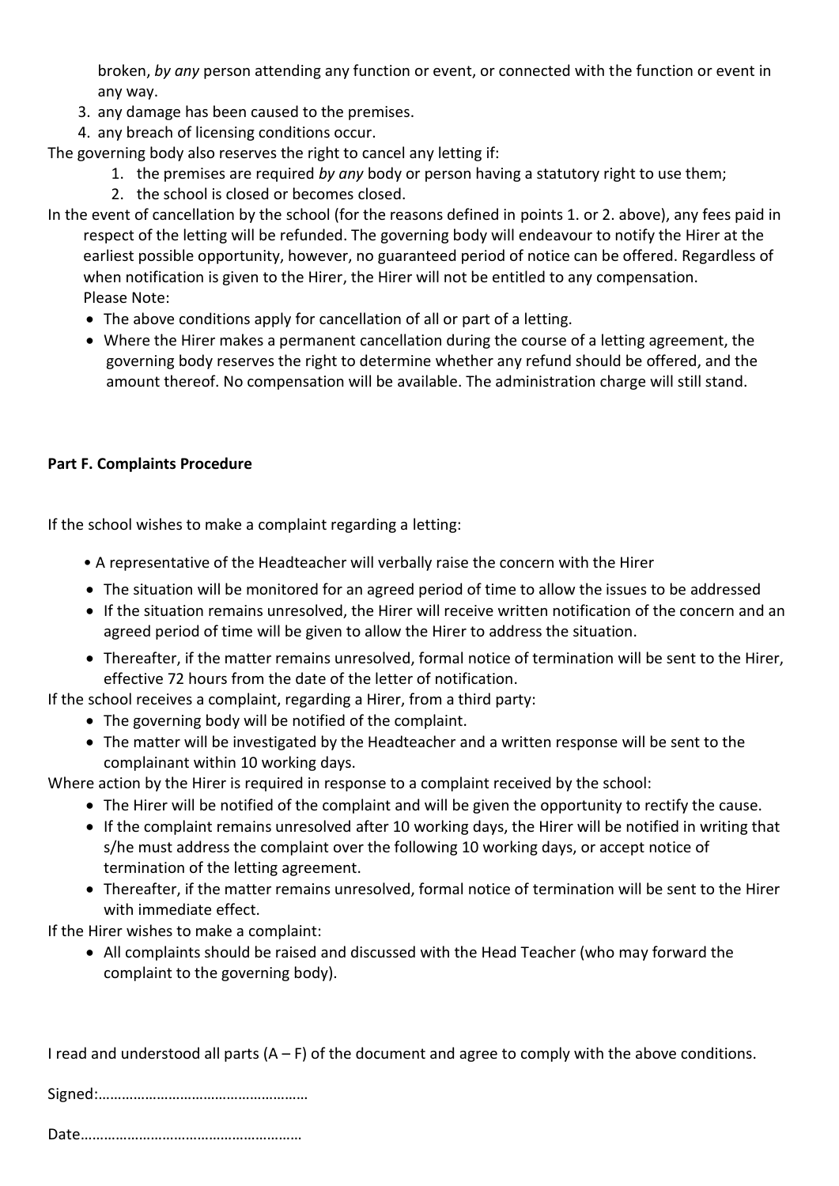broken, *by any* person attending any function or event, or connected with the function or event in any way.

3. any damage has been caused to the premises.
4. any breach of licensing conditions occur.

The governing body also reserves the right to cancel any letting if:

1. the premises are required *by any* body or person having a statutory right to use them;
2. the school is closed or becomes closed.

In the event of cancellation by the school (for the reasons defined in points 1. or 2. above), any fees paid in respect of the letting will be refunded. The governing body will endeavour to notify the Hirer at the earliest possible opportunity, however, no guaranteed period of notice can be offered. Regardless of when notification is given to the Hirer, the Hirer will not be entitled to any compensation.

Please Note:

- The above conditions apply for cancellation of all or part of a letting.
- Where the Hirer makes a permanent cancellation during the course of a letting agreement, the governing body reserves the right to determine whether any refund should be offered, and the amount thereof. No compensation will be available. The administration charge will still stand.

**Part F. Complaints Procedure**

If the school wishes to make a complaint regarding a letting:

- A representative of the Headteacher will verbally raise the concern with the Hirer
- The situation will be monitored for an agreed period of time to allow the issues to be addressed
- If the situation remains unresolved, the Hirer will receive written notification of the concern and an agreed period of time will be given to allow the Hirer to address the situation.
- Thereafter, if the matter remains unresolved, formal notice of termination will be sent to the Hirer, effective 72 hours from the date of the letter of notification.

If the school receives a complaint, regarding a Hirer, from a third party:

- The governing body will be notified of the complaint.
- The matter will be investigated by the Headteacher and a written response will be sent to the complainant within 10 working days.

Where action by the Hirer is required in response to a complaint received by the school:

- The Hirer will be notified of the complaint and will be given the opportunity to rectify the cause.
- If the complaint remains unresolved after 10 working days, the Hirer will be notified in writing that s/he must address the complaint over the following 10 working days, or accept notice of termination of the letting agreement.
- Thereafter, if the matter remains unresolved, formal notice of termination will be sent to the Hirer with immediate effect.

If the Hirer wishes to make a complaint:

- All complaints should be raised and discussed with the Head Teacher (who may forward the complaint to the governing body).

I read and understood all parts (A – F) of the document and agree to comply with the above conditions.

Signed:………………………………………………

Date…………………………………………………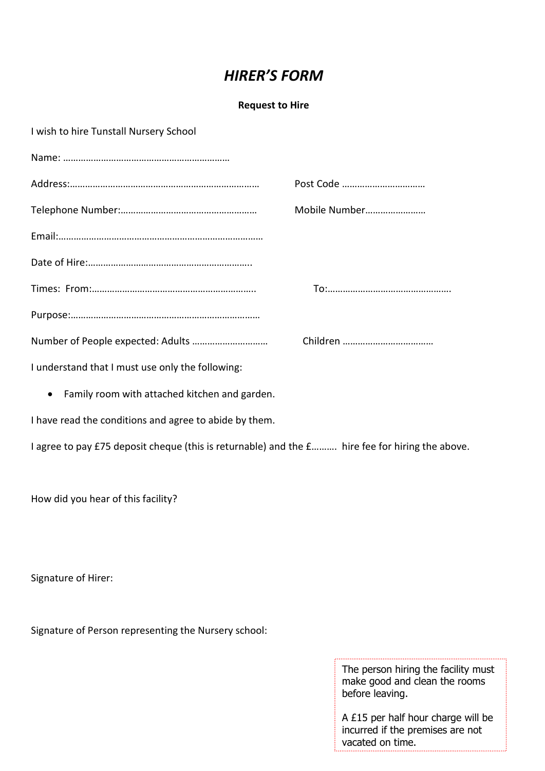# *HIRER'S FORM*

**Request to Hire**

I wish to hire Tunstall Nursery School

Name: …………………………………………………………

Address:………………………………………………………………… Post Code ……………………………

Telephone Number:……………………………………………… Mobile Number……………………

Email:………………………………………………………………………

Date of Hire:………………………………………………………..

Times: From:……………………………………………………….. To:………………………………………….

Purpose:…………………………………………………………………

Number of People expected: Adults ………………………… Children ………………………………

I understand that I must use only the following:

- Family room with attached kitchen and garden.

I have read the conditions and agree to abide by them.

I agree to pay £75 deposit cheque (this is returnable) and the £………. hire fee for hiring the above.

How did you hear of this facility?

Signature of Hirer:

Signature of Person representing the Nursery school:

The person hiring the facility must make good and clean the rooms before leaving.

A £15 per half hour charge will be incurred if the premises are not vacated on time.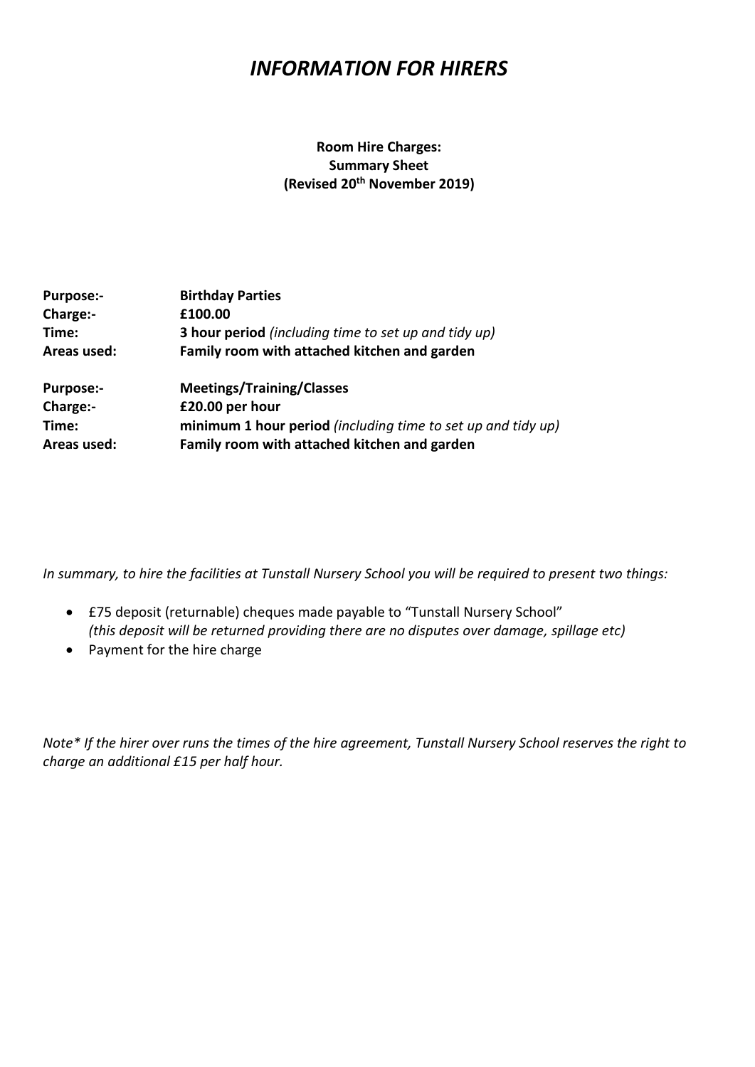# *INFORMATION FOR HIRERS*

**Room Hire Charges:**
**Summary Sheet**
**(Revised 20th November 2019)**

| | |
|---|---|
| **Purpose:-** | **Birthday Parties** |
| **Charge:-** | **£100.00** |
| **Time:** | **3 hour period** *(including time to set up and tidy up)* |
| **Areas used:** | **Family room with attached kitchen and garden** |
| **Purpose:-** | **Meetings/Training/Classes** |
| **Charge:-** | **£20.00 per hour** |
| **Time:** | **minimum 1 hour period** *(including time to set up and tidy up)* |
| **Areas used:** | **Family room with attached kitchen and garden** |

*In summary, to hire the facilities at Tunstall Nursery School you will be required to present two things:*

- £75 deposit (returnable) cheques made payable to "Tunstall Nursery School"
  *(this deposit will be returned providing there are no disputes over damage, spillage etc)*
- Payment for the hire charge

*Note* If the hirer over runs the times of the hire agreement, Tunstall Nursery School reserves the right to charge an additional £15 per half hour.*